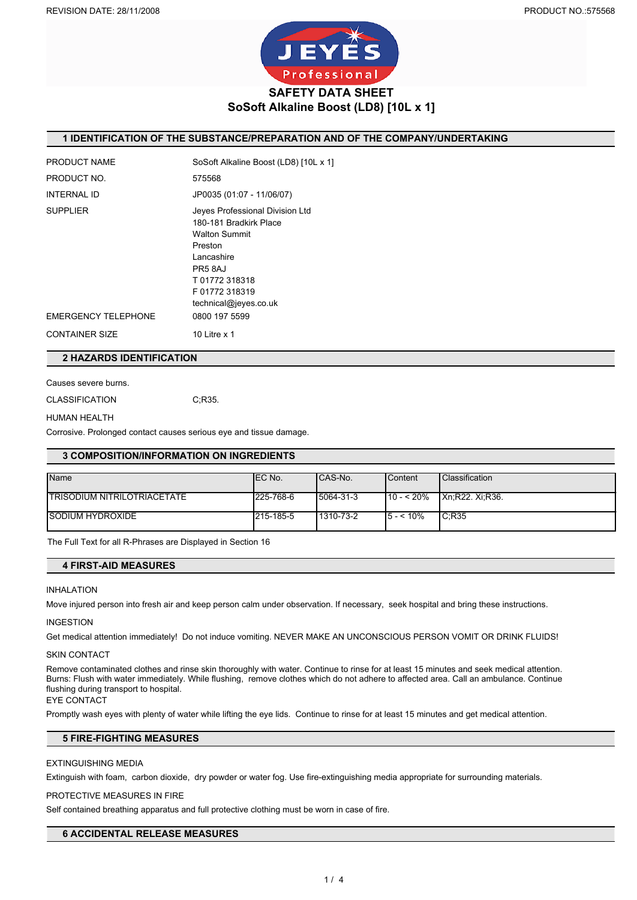# SAFETY DATA SHEET
## SoSoft Alkaline Boost (LD8) [10L x 1]

REVISION DATE: 28/11/2008

PRODUCT NO.:575568

## 1 IDENTIFICATION OF THE SUBSTANCE/PREPARATION AND OF THE COMPANY/UNDERTAKING

PRODUCT NAME: SoSoft Alkaline Boost (LD8) [10L x 1]

PRODUCT NO.: 575568

INTERNAL ID: JP0035 (01:07 - 11/06/07)

SUPPLIER:
Jeyes Professional Division Ltd
180-181 Bradkirk Place
Walton Summit
Preston
Lancashire
PR5 8AJ
T 01772 318318
F 01772 318319
technical@jeyes.co.uk

EMERGENCY TELEPHONE: 0800 197 5599

CONTAINER SIZE: 10 Litre x 1

## 2 HAZARDS IDENTIFICATION

Causes severe burns.

CLASSIFICATION: C;R35.

HUMAN HEALTH

Corrosive. Prolonged contact causes serious eye and tissue damage.

## 3 COMPOSITION/INFORMATION ON INGREDIENTS

| Name | EC No. | CAS-No. | Content | Classification |
|---|---|---|---|---|
| TRISODIUM NITRILOTRIACETATE | 225-768-6 | 5064-31-3 | 10 - < 20% | Xn;R22. Xi;R36. |
| SODIUM HYDROXIDE | 215-185-5 | 1310-73-2 | 5 - < 10% | C;R35 |

The Full Text for all R-Phrases are Displayed in Section 16

## 4 FIRST-AID MEASURES

INHALATION

Move injured person into fresh air and keep person calm under observation. If necessary, seek hospital and bring these instructions.

INGESTION

Get medical attention immediately! Do not induce vomiting. NEVER MAKE AN UNCONSCIOUS PERSON VOMIT OR DRINK FLUIDS!

SKIN CONTACT

Remove contaminated clothes and rinse skin thoroughly with water. Continue to rinse for at least 15 minutes and seek medical attention. Burns: Flush with water immediately. While flushing, remove clothes which do not adhere to affected area. Call an ambulance. Continue flushing during transport to hospital.

EYE CONTACT

Promptly wash eyes with plenty of water while lifting the eye lids. Continue to rinse for at least 15 minutes and get medical attention.

## 5 FIRE-FIGHTING MEASURES

EXTINGUISHING MEDIA

Extinguish with foam, carbon dioxide, dry powder or water fog. Use fire-extinguishing media appropriate for surrounding materials.

PROTECTIVE MEASURES IN FIRE

Self contained breathing apparatus and full protective clothing must be worn in case of fire.

## 6 ACCIDENTAL RELEASE MEASURES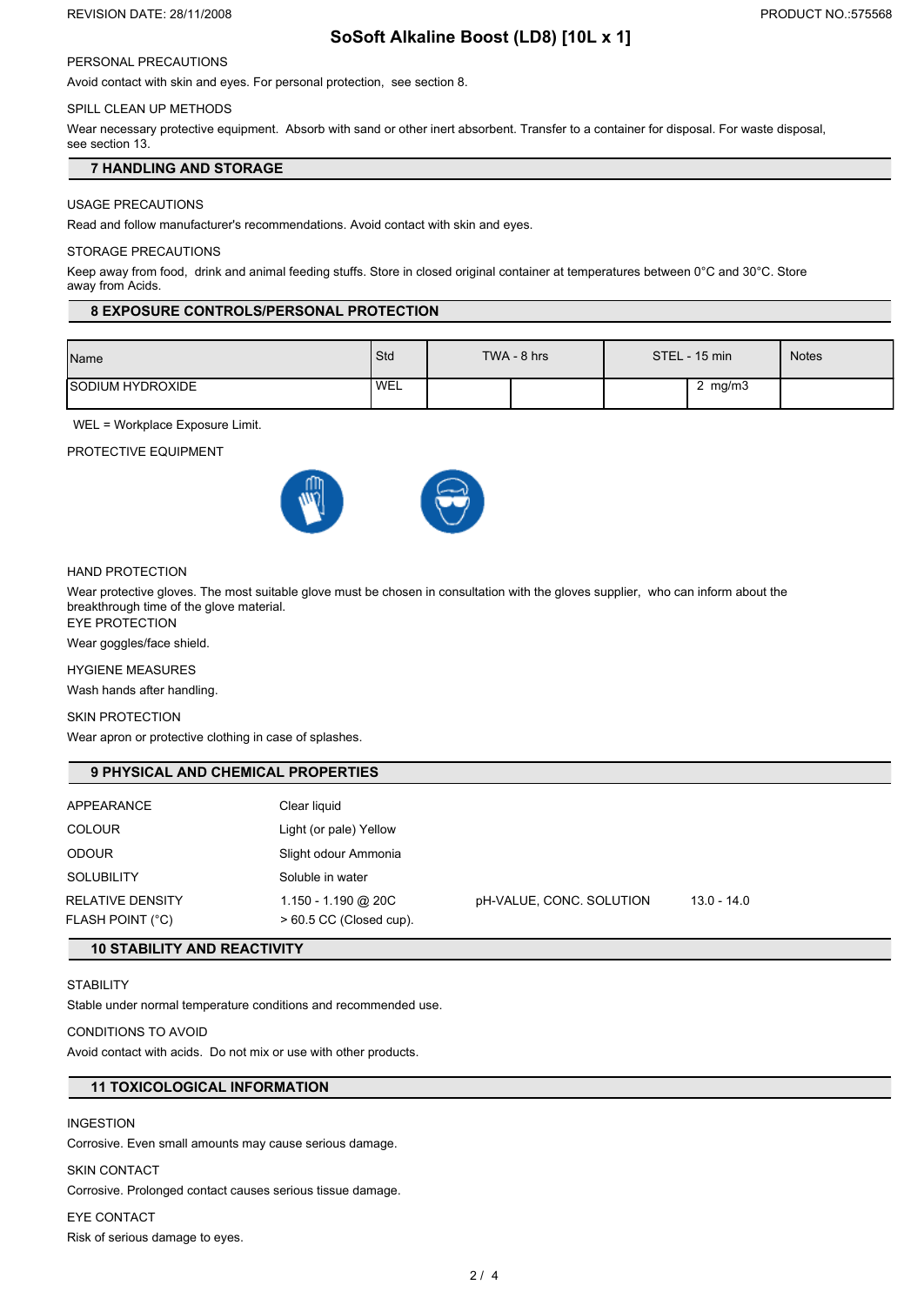PERSONAL PRECAUTIONS

Avoid contact with skin and eyes. For personal protection, see section 8.

SPILL CLEAN UP METHODS

Wear necessary protective equipment. Absorb with sand or other inert absorbent. Transfer to a container for disposal. For waste disposal, see section 13.

## 7 HANDLING AND STORAGE

USAGE PRECAUTIONS

Read and follow manufacturer's recommendations. Avoid contact with skin and eyes.

STORAGE PRECAUTIONS

Keep away from food, drink and animal feeding stuffs. Store in closed original container at temperatures between 0°C and 30°C. Store away from Acids.

## 8 EXPOSURE CONTROLS/PERSONAL PROTECTION

| Name | Std | TWA - 8 hrs | | STEL - 15 min | | Notes |
|---|---|---|---|---|---|---|
| SODIUM HYDROXIDE | WEL | | | | 2 mg/m3 | |

WEL = Workplace Exposure Limit.

PROTECTIVE EQUIPMENT

HAND PROTECTION

Wear protective gloves. The most suitable glove must be chosen in consultation with the gloves supplier, who can inform about the breakthrough time of the glove material.

EYE PROTECTION

Wear goggles/face shield.

HYGIENE MEASURES

Wash hands after handling.

SKIN PROTECTION

Wear apron or protective clothing in case of splashes.

## 9 PHYSICAL AND CHEMICAL PROPERTIES

| | | | |
|---|---|---|---|
| APPEARANCE | Clear liquid | | |
| COLOUR | Light (or pale) Yellow | | |
| ODOUR | Slight odour Ammonia | | |
| SOLUBILITY | Soluble in water | | |
| RELATIVE DENSITY | 1.150 - 1.190 @ 20C | pH-VALUE, CONC. SOLUTION | 13.0 - 14.0 |
| FLASH POINT (°C) | > 60.5 CC (Closed cup). | | |

## 10 STABILITY AND REACTIVITY

STABILITY

Stable under normal temperature conditions and recommended use.

CONDITIONS TO AVOID

Avoid contact with acids. Do not mix or use with other products.

## 11 TOXICOLOGICAL INFORMATION

INGESTION

Corrosive. Even small amounts may cause serious damage.

SKIN CONTACT

Corrosive. Prolonged contact causes serious tissue damage.

EYE CONTACT

Risk of serious damage to eyes.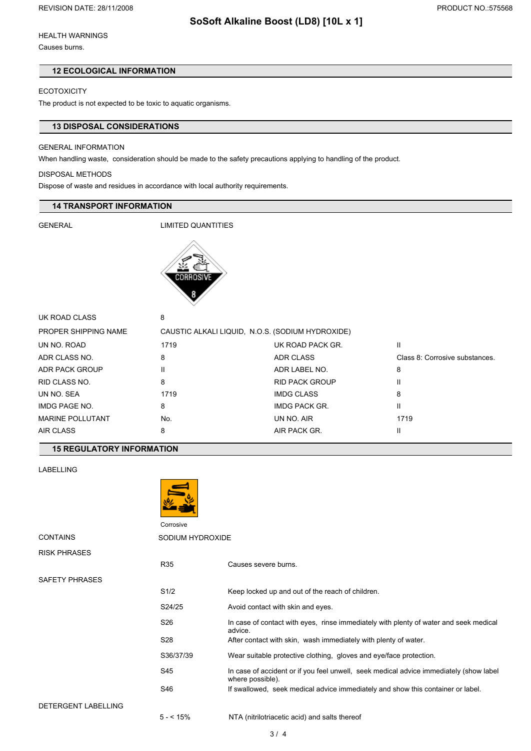HEALTH WARNINGS

Causes burns.

## 12 ECOLOGICAL INFORMATION

ECOTOXICITY

The product is not expected to be toxic to aquatic organisms.

## 13 DISPOSAL CONSIDERATIONS

GENERAL INFORMATION

When handling waste, consideration should be made to the safety precautions applying to handling of the product.

DISPOSAL METHODS

Dispose of waste and residues in accordance with local authority requirements.

## 14 TRANSPORT INFORMATION

GENERAL LIMITED QUANTITIES

| | | | |
|---|---|---|---|
| UK ROAD CLASS | 8 | | |
| PROPER SHIPPING NAME | CAUSTIC ALKALI LIQUID, N.O.S. (SODIUM HYDROXIDE) | | |
| UN NO. ROAD | 1719 | UK ROAD PACK GR. | II |
| ADR CLASS NO. | 8 | ADR CLASS | Class 8: Corrosive substances. |
| ADR PACK GROUP | II | ADR LABEL NO. | 8 |
| RID CLASS NO. | 8 | RID PACK GROUP | II |
| UN NO. SEA | 1719 | IMDG CLASS | 8 |
| IMDG PAGE NO. | 8 | IMDG PACK GR. | II |
| MARINE POLLUTANT | No. | UN NO. AIR | 1719 |
| AIR CLASS | 8 | AIR PACK GR. | II |

## 15 REGULATORY INFORMATION

LABELLING

Corrosive

CONTAINS SODIUM HYDROXIDE

RISK PHRASES

| | |
|---|---|
| R35 | Causes severe burns. |

SAFETY PHRASES

| | |
|---|---|
| S1/2 | Keep locked up and out of the reach of children. |
| S24/25 | Avoid contact with skin and eyes. |
| S26 | In case of contact with eyes, rinse immediately with plenty of water and seek medical advice. |
| S28 | After contact with skin, wash immediately with plenty of water. |
| S36/37/39 | Wear suitable protective clothing, gloves and eye/face protection. |
| S45 | In case of accident or if you feel unwell, seek medical advice immediately (show label where possible). |
| S46 | If swallowed, seek medical advice immediately and show this container or label. |

DETERGENT LABELLING

| | |
|---|---|
| 5 - < 15% | NTA (nitrilotriacetic acid) and salts thereof |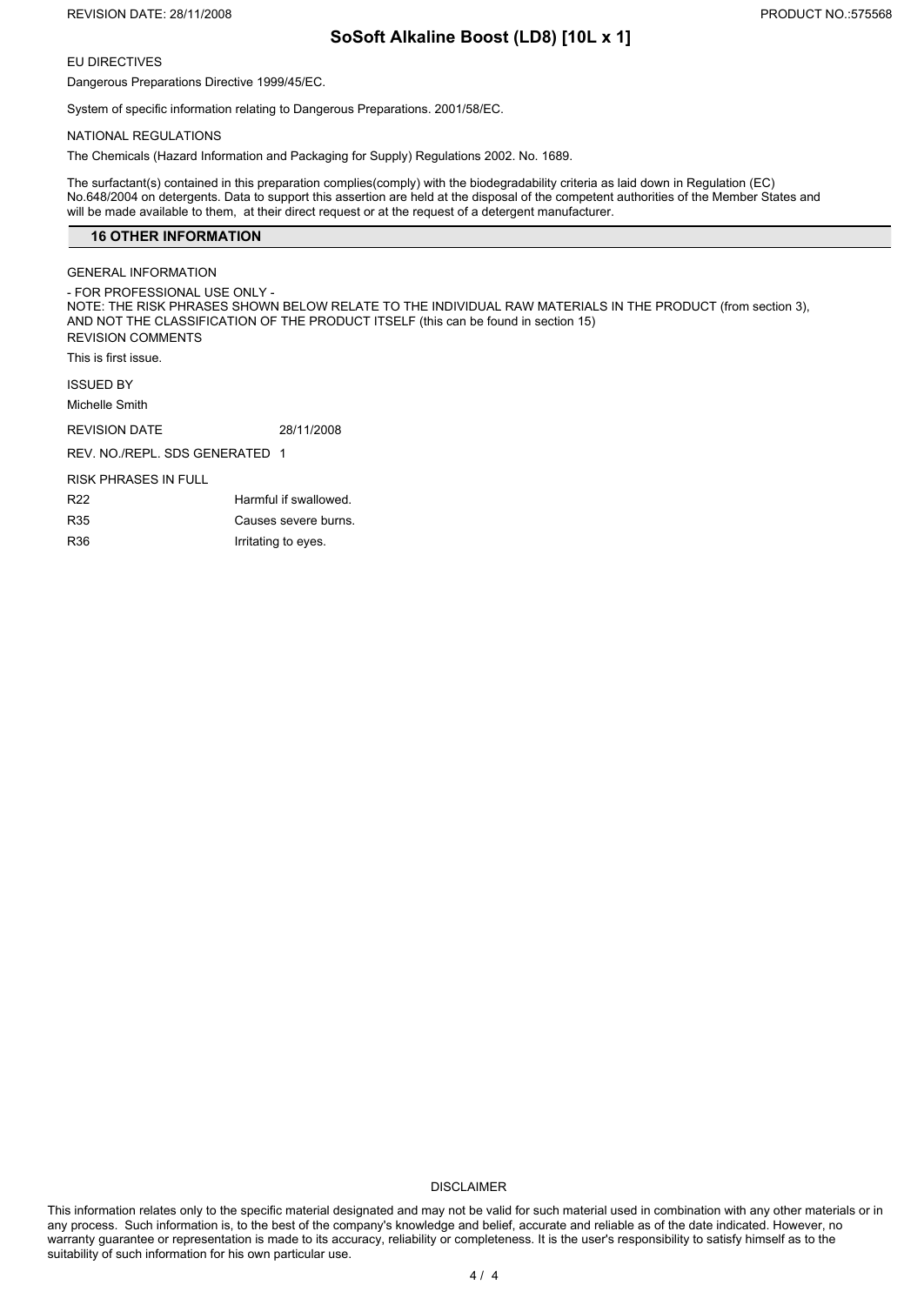EU DIRECTIVES

Dangerous Preparations Directive 1999/45/EC.

System of specific information relating to Dangerous Preparations. 2001/58/EC.

NATIONAL REGULATIONS

The Chemicals (Hazard Information and Packaging for Supply) Regulations 2002. No. 1689.

The surfactant(s) contained in this preparation complies(comply) with the biodegradability criteria as laid down in Regulation (EC) No.648/2004 on detergents. Data to support this assertion are held at the disposal of the competent authorities of the Member States and will be made available to them, at their direct request or at the request of a detergent manufacturer.

## 16 OTHER INFORMATION

GENERAL INFORMATION

- FOR PROFESSIONAL USE ONLY -
NOTE: THE RISK PHRASES SHOWN BELOW RELATE TO THE INDIVIDUAL RAW MATERIALS IN THE PRODUCT (from section 3), AND NOT THE CLASSIFICATION OF THE PRODUCT ITSELF (this can be found in section 15)

REVISION COMMENTS

This is first issue.

ISSUED BY

Michelle Smith

REVISION DATE 28/11/2008

REV. NO./REPL. SDS GENERATED 1

RISK PHRASES IN FULL

| | |
|---|---|
| R22 | Harmful if swallowed. |
| R35 | Causes severe burns. |
| R36 | Irritating to eyes. |

DISCLAIMER

This information relates only to the specific material designated and may not be valid for such material used in combination with any other materials or in any process. Such information is, to the best of the company's knowledge and belief, accurate and reliable as of the date indicated. However, no warranty guarantee or representation is made to its accuracy, reliability or completeness. It is the user's responsibility to satisfy himself as to the suitability of such information for his own particular use.